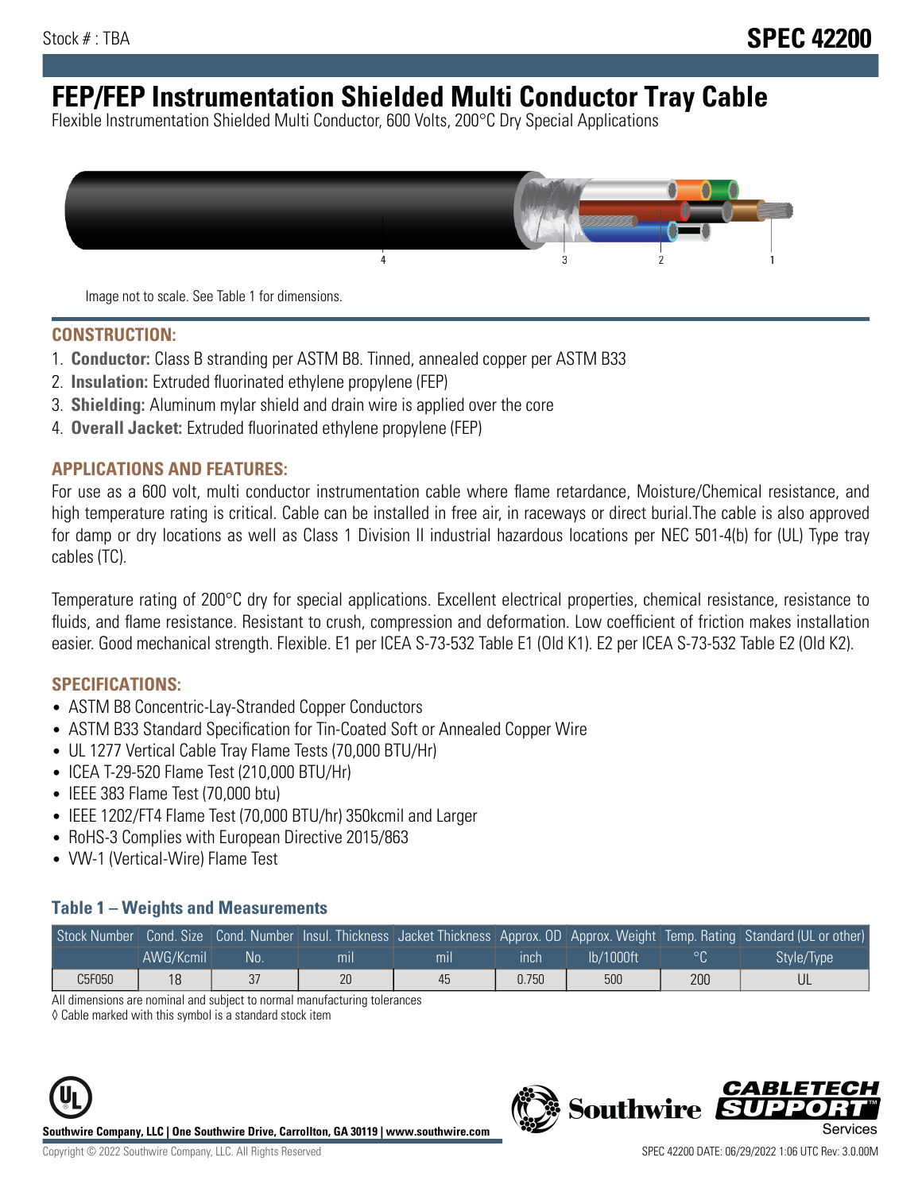Stock # : TBA

# SPEC 42200

# FEP/FEP Instrumentation Shielded Multi Conductor Tray Cable

Flexible Instrumentation Shielded Multi Conductor, 600 Volts, 200°C Dry Special Applications

Image not to scale. See Table 1 for dimensions.

## CONSTRUCTION:

1. **Conductor:** Class B stranding per ASTM B8. Tinned, annealed copper per ASTM B33
2. **Insulation:** Extruded fluorinated ethylene propylene (FEP)
3. **Shielding:** Aluminum mylar shield and drain wire is applied over the core
4. **Overall Jacket:** Extruded fluorinated ethylene propylene (FEP)

## APPLICATIONS AND FEATURES:

For use as a 600 volt, multi conductor instrumentation cable where flame retardance, Moisture/Chemical resistance, and high temperature rating is critical. Cable can be installed in free air, in raceways or direct burial.The cable is also approved for damp or dry locations as well as Class 1 Division II industrial hazardous locations per NEC 501-4(b) for (UL) Type tray cables (TC).

Temperature rating of 200°C dry for special applications. Excellent electrical properties, chemical resistance, resistance to fluids, and flame resistance. Resistant to crush, compression and deformation. Low coefficient of friction makes installation easier. Good mechanical strength. Flexible. E1 per ICEA S-73-532 Table E1 (Old K1). E2 per ICEA S-73-532 Table E2 (Old K2).

## SPECIFICATIONS:

- ASTM B8 Concentric-Lay-Stranded Copper Conductors
- ASTM B33 Standard Specification for Tin-Coated Soft or Annealed Copper Wire
- UL 1277 Vertical Cable Tray Flame Tests (70,000 BTU/Hr)
- ICEA T-29-520 Flame Test (210,000 BTU/Hr)
- IEEE 383 Flame Test (70,000 btu)
- IEEE 1202/FT4 Flame Test (70,000 BTU/hr) 350kcmil and Larger
- RoHS-3 Complies with European Directive 2015/863
- VW-1 (Vertical-Wire) Flame Test

### Table 1 – Weights and Measurements

| Stock Number | Cond. Size | Cond. Number | Insul. Thickness | Jacket Thickness | Approx. OD | Approx. Weight | Temp. Rating | Standard (UL or other) |
|---|---|---|---|---|---|---|---|---|
| | AWG/Kcmil | No. | mil | mil | inch | lb/1000ft | °C | Style/Type |
| C5F050 | 18 | 37 | 20 | 45 | 0.750 | 500 | 200 | UL |

All dimensions are nominal and subject to normal manufacturing tolerances

◊ Cable marked with this symbol is a standard stock item

Southwire Company, LLC | One Southwire Drive, Carrollton, GA 30119 | www.southwire.com

Copyright © 2022 Southwire Company, LLC. All Rights Reserved

SPEC 42200 DATE: 06/29/2022 1:06 UTC Rev: 3.0.00M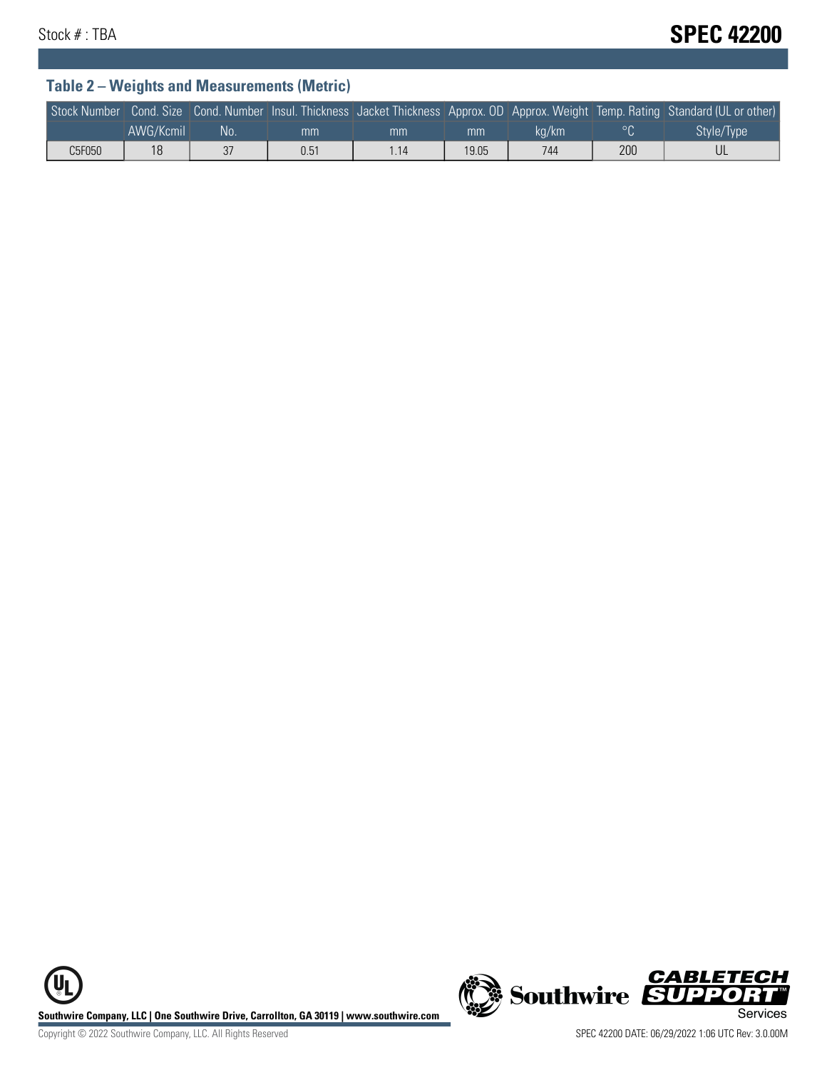### Table 2 – Weights and Measurements (Metric)

| Stock Number | Cond. Size | Cond. Number | Insul. Thickness | Jacket Thickness | Approx. OD | Approx. Weight | Temp. Rating | Standard (UL or other) |
|---|---|---|---|---|---|---|---|---|
| | AWG/Kcmil | No. | mm | mm | mm | kg/km | °C | Style/Type |
| C5F050 | 18 | 37 | 0.51 | 1.14 | 19.05 | 744 | 200 | UL |

**Southwire Company, LLC | One Southwire Drive, Carrollton, GA 30119 | www.southwire.com**

Copyright © 2022 Southwire Company, LLC. All Rights Reserved

SPEC 42200 DATE: 06/29/2022 1:06 UTC Rev: 3.0.00M